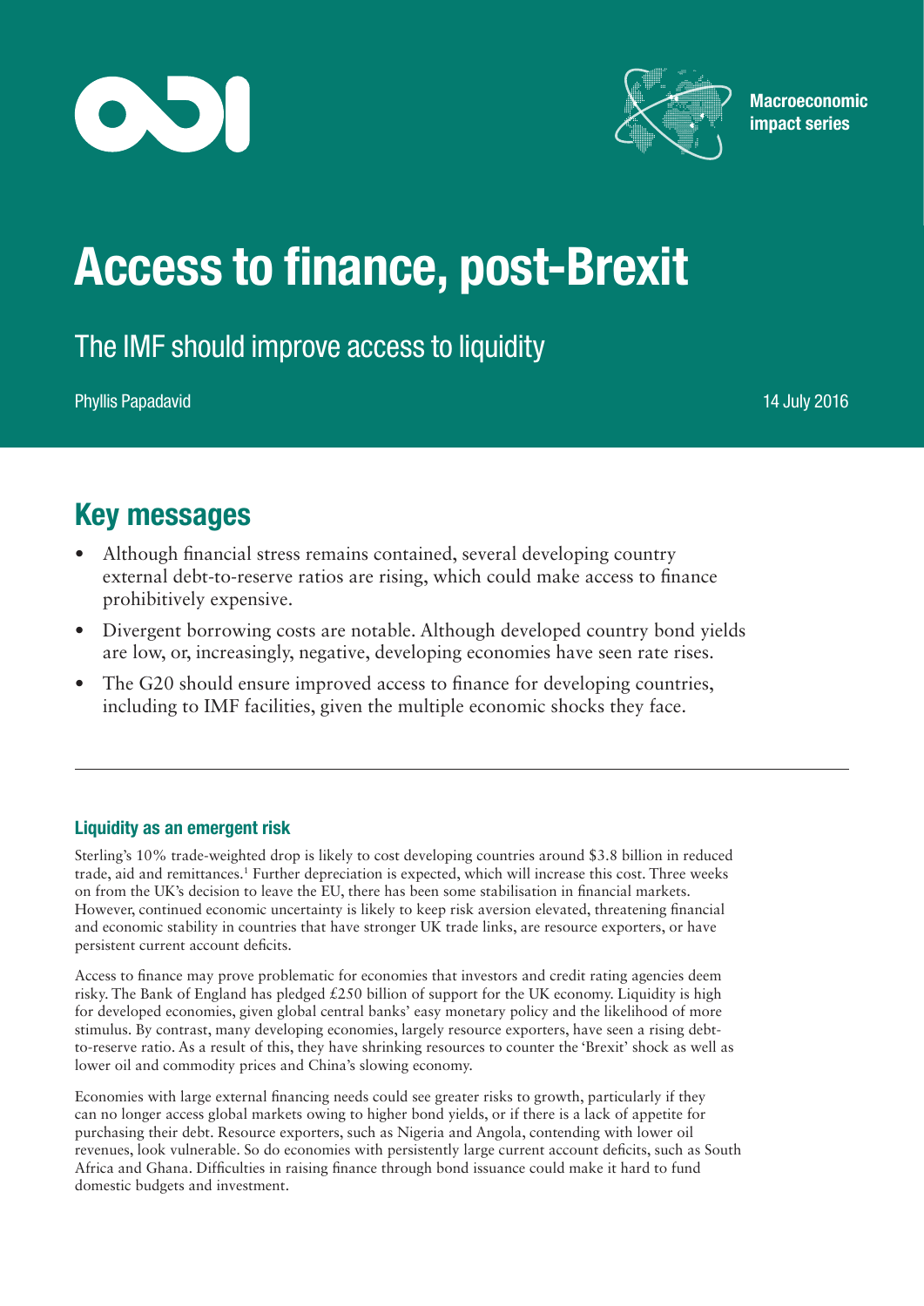Macroeconomic impact series

# Access to finance, post-Brexit

## The IMF should improve access to liquidity

Phyllis Papadavid

14 July 2016

## Key messages

- Although financial stress remains contained, several developing country external debt-to-reserve ratios are rising, which could make access to finance prohibitively expensive.
- Divergent borrowing costs are notable. Although developed country bond yields are low, or, increasingly, negative, developing economies have seen rate rises.
- The G20 should ensure improved access to finance for developing countries, including to IMF facilities, given the multiple economic shocks they face.

### Liquidity as an emergent risk

Sterling's 10% trade-weighted drop is likely to cost developing countries around $3.8 billion in reduced trade, aid and remittances.[1] Further depreciation is expected, which will increase this cost. Three weeks on from the UK's decision to leave the EU, there has been some stabilisation in financial markets. However, continued economic uncertainty is likely to keep risk aversion elevated, threatening financial and economic stability in countries that have stronger UK trade links, are resource exporters, or have persistent current account deficits.

Access to finance may prove problematic for economies that investors and credit rating agencies deem risky. The Bank of England has pledged £250 billion of support for the UK economy. Liquidity is high for developed economies, given global central banks' easy monetary policy and the likelihood of more stimulus. By contrast, many developing economies, largely resource exporters, have seen a rising debt-to-reserve ratio. As a result of this, they have shrinking resources to counter the 'Brexit' shock as well as lower oil and commodity prices and China's slowing economy.

Economies with large external financing needs could see greater risks to growth, particularly if they can no longer access global markets owing to higher bond yields, or if there is a lack of appetite for purchasing their debt. Resource exporters, such as Nigeria and Angola, contending with lower oil revenues, look vulnerable. So do economies with persistently large current account deficits, such as South Africa and Ghana. Difficulties in raising finance through bond issuance could make it hard to fund domestic budgets and investment.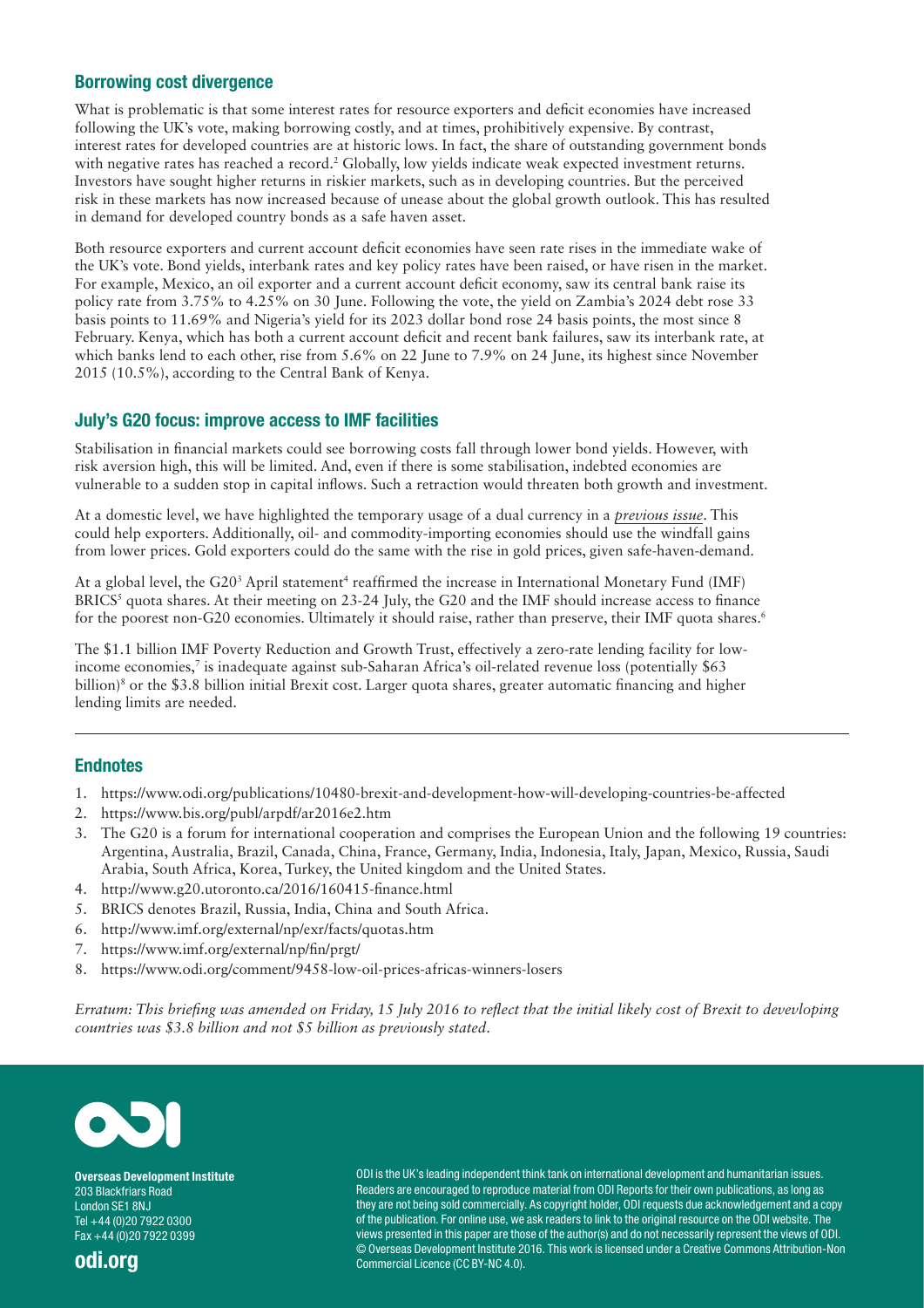## Borrowing cost divergence

What is problematic is that some interest rates for resource exporters and deficit economies have increased following the UK's vote, making borrowing costly, and at times, prohibitively expensive. By contrast, interest rates for developed countries are at historic lows. In fact, the share of outstanding government bonds with negative rates has reached a record.[2] Globally, low yields indicate weak expected investment returns. Investors have sought higher returns in riskier markets, such as in developing countries. But the perceived risk in these markets has now increased because of unease about the global growth outlook. This has resulted in demand for developed country bonds as a safe haven asset.

Both resource exporters and current account deficit economies have seen rate rises in the immediate wake of the UK's vote. Bond yields, interbank rates and key policy rates have been raised, or have risen in the market. For example, Mexico, an oil exporter and a current account deficit economy, saw its central bank raise its policy rate from 3.75% to 4.25% on 30 June. Following the vote, the yield on Zambia's 2024 debt rose 33 basis points to 11.69% and Nigeria's yield for its 2023 dollar bond rose 24 basis points, the most since 8 February. Kenya, which has both a current account deficit and recent bank failures, saw its interbank rate, at which banks lend to each other, rise from 5.6% on 22 June to 7.9% on 24 June, its highest since November 2015 (10.5%), according to the Central Bank of Kenya.

## July's G20 focus: improve access to IMF facilities

Stabilisation in financial markets could see borrowing costs fall through lower bond yields. However, with risk aversion high, this will be limited. And, even if there is some stabilisation, indebted economies are vulnerable to a sudden stop in capital inflows. Such a retraction would threaten both growth and investment.

At a domestic level, we have highlighted the temporary usage of a dual currency in a *previous issue*. This could help exporters. Additionally, oil- and commodity-importing economies should use the windfall gains from lower prices. Gold exporters could do the same with the rise in gold prices, given safe-haven-demand.

At a global level, the G20[3] April statement[4] reaffirmed the increase in International Monetary Fund (IMF) BRICS[5] quota shares. At their meeting on 23-24 July, the G20 and the IMF should increase access to finance for the poorest non-G20 economies. Ultimately it should raise, rather than preserve, their IMF quota shares.[6]

The $1.1 billion IMF Poverty Reduction and Growth Trust, effectively a zero-rate lending facility for low-income economies,[7] is inadequate against sub-Saharan Africa's oil-related revenue loss (potentially $63 billion)[8] or the $3.8 billion initial Brexit cost. Larger quota shares, greater automatic financing and higher lending limits are needed.

## Endnotes

1. https://www.odi.org/publications/10480-brexit-and-development-how-will-developing-countries-be-affected
2. https://www.bis.org/publ/arpdf/ar2016e2.htm
3. The G20 is a forum for international cooperation and comprises the European Union and the following 19 countries: Argentina, Australia, Brazil, Canada, China, France, Germany, India, Indonesia, Italy, Japan, Mexico, Russia, Saudi Arabia, South Africa, Korea, Turkey, the United kingdom and the United States.
4. http://www.g20.utoronto.ca/2016/160415-finance.html
5. BRICS denotes Brazil, Russia, India, China and South Africa.
6. http://www.imf.org/external/np/exr/facts/quotas.htm
7. https://www.imf.org/external/np/fin/prgt/
8. https://www.odi.org/comment/9458-low-oil-prices-africas-winners-losers

*Erratum: This briefing was amended on Friday, 15 July 2016 to reflect that the initial likely cost of Brexit to devevloping countries was $3.8 billion and not $5 billion as previously stated.*

**Overseas Development Institute**
203 Blackfriars Road
London SE1 8NJ
Tel +44 (0)20 7922 0300
Fax +44 (0)20 7922 0399

**odi.org**

ODI is the UK's leading independent think tank on international development and humanitarian issues. Readers are encouraged to reproduce material from ODI Reports for their own publications, as long as they are not being sold commercially. As copyright holder, ODI requests due acknowledgement and a copy of the publication. For online use, we ask readers to link to the original resource on the ODI website. The views presented in this paper are those of the author(s) and do not necessarily represent the views of ODI. © Overseas Development Institute 2016. This work is licensed under a Creative Commons Attribution-Non Commercial Licence (CC BY-NC 4.0).